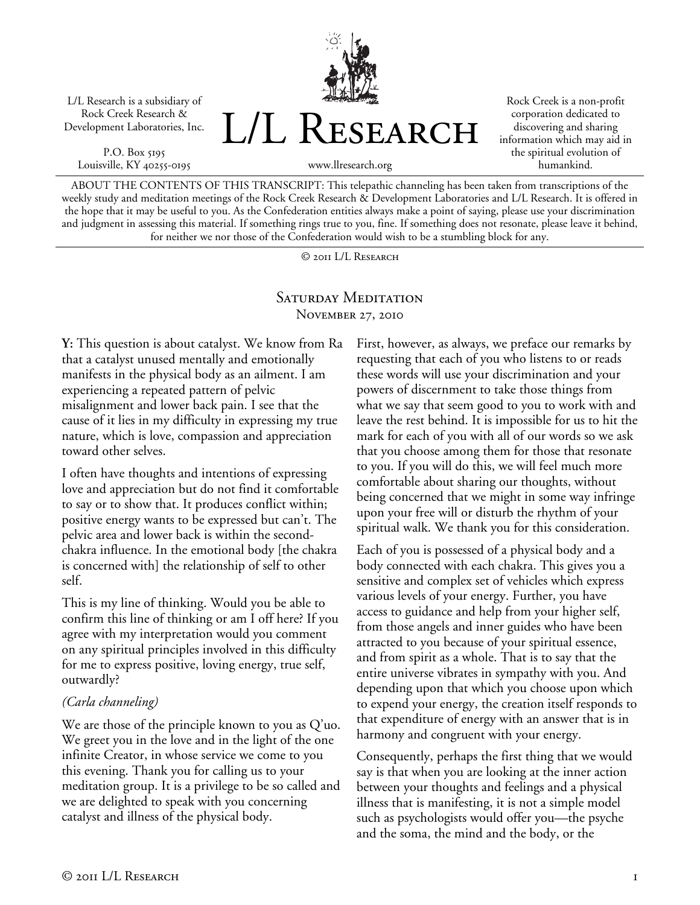L/L Research is a subsidiary of Rock Creek Research & Development Laboratories, Inc.

P.O. Box 5195
Louisville, KY 40255-0195

# L/L Research

www.llresearch.org

Rock Creek is a non-profit corporation dedicated to discovering and sharing information which may aid in the spiritual evolution of humankind.

ABOUT THE CONTENTS OF THIS TRANSCRIPT: This telepathic channeling has been taken from transcriptions of the weekly study and meditation meetings of the Rock Creek Research & Development Laboratories and L/L Research. It is offered in the hope that it may be useful to you. As the Confederation entities always make a point of saying, please use your discrimination and judgment in assessing this material. If something rings true to you, fine. If something does not resonate, please leave it behind, for neither we nor those of the Confederation would wish to be a stumbling block for any.

© 2011 L/L Research

## Saturday Meditation
### November 27, 2010

**Y:** This question is about catalyst. We know from Ra that a catalyst unused mentally and emotionally manifests in the physical body as an ailment. I am experiencing a repeated pattern of pelvic misalignment and lower back pain. I see that the cause of it lies in my difficulty in expressing my true nature, which is love, compassion and appreciation toward other selves.

I often have thoughts and intentions of expressing love and appreciation but do not find it comfortable to say or to show that. It produces conflict within; positive energy wants to be expressed but can't. The pelvic area and lower back is within the second-chakra influence. In the emotional body [the chakra is concerned with] the relationship of self to other self.

This is my line of thinking. Would you be able to confirm this line of thinking or am I off here? If you agree with my interpretation would you comment on any spiritual principles involved in this difficulty for me to express positive, loving energy, true self, outwardly?

*(Carla channeling)*

We are those of the principle known to you as Q'uo. We greet you in the love and in the light of the one infinite Creator, in whose service we come to you this evening. Thank you for calling us to your meditation group. It is a privilege to be so called and we are delighted to speak with you concerning catalyst and illness of the physical body.

First, however, as always, we preface our remarks by requesting that each of you who listens to or reads these words will use your discrimination and your powers of discernment to take those things from what we say that seem good to you to work with and leave the rest behind. It is impossible for us to hit the mark for each of you with all of our words so we ask that you choose among them for those that resonate to you. If you will do this, we will feel much more comfortable about sharing our thoughts, without being concerned that we might in some way infringe upon your free will or disturb the rhythm of your spiritual walk. We thank you for this consideration.

Each of you is possessed of a physical body and a body connected with each chakra. This gives you a sensitive and complex set of vehicles which express various levels of your energy. Further, you have access to guidance and help from your higher self, from those angels and inner guides who have been attracted to you because of your spiritual essence, and from spirit as a whole. That is to say that the entire universe vibrates in sympathy with you. And depending upon that which you choose upon which to expend your energy, the creation itself responds to that expenditure of energy with an answer that is in harmony and congruent with your energy.

Consequently, perhaps the first thing that we would say is that when you are looking at the inner action between your thoughts and feelings and a physical illness that is manifesting, it is not a simple model such as psychologists would offer you—the psyche and the soma, the mind and the body, or the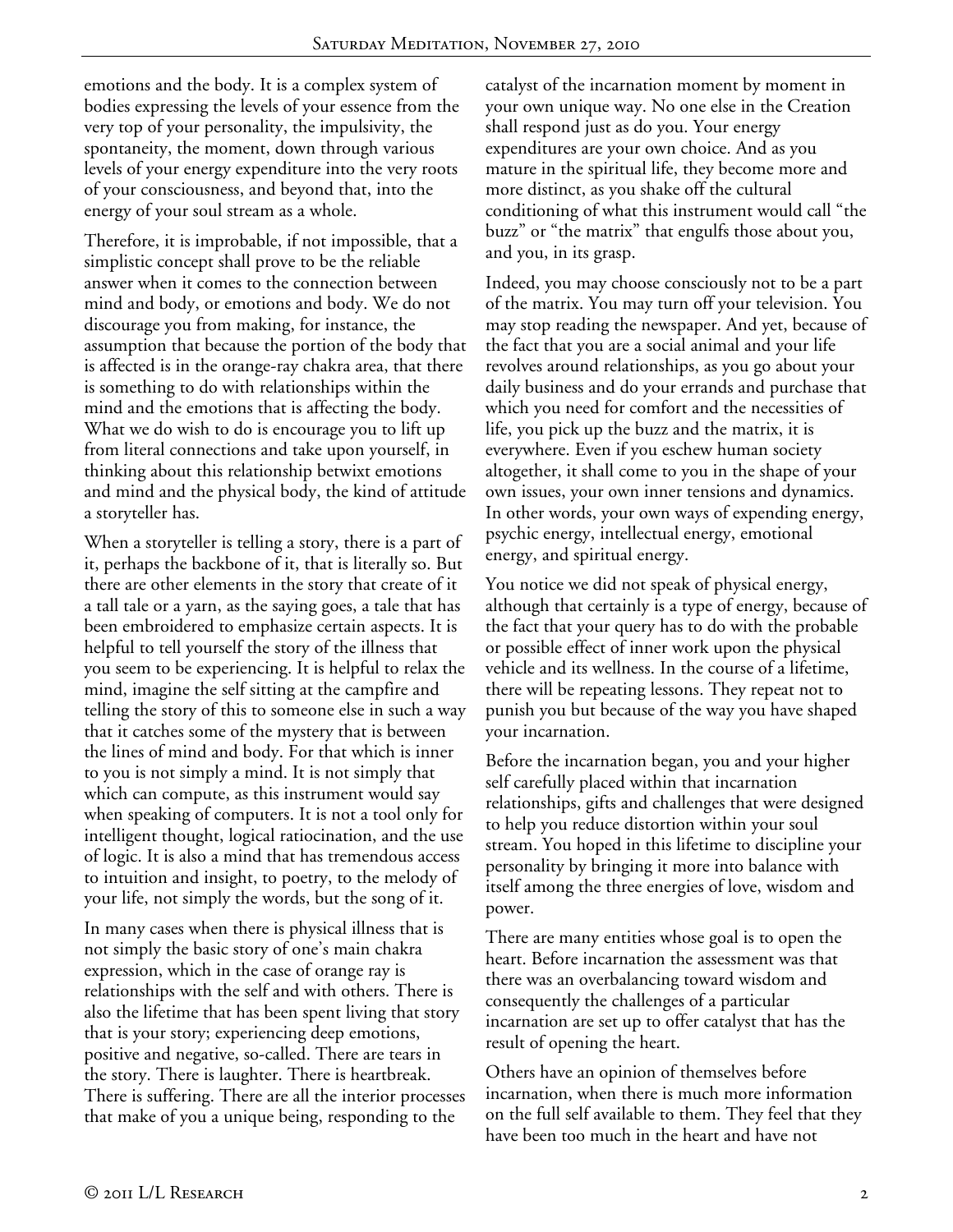emotions and the body. It is a complex system of bodies expressing the levels of your essence from the very top of your personality, the impulsivity, the spontaneity, the moment, down through various levels of your energy expenditure into the very roots of your consciousness, and beyond that, into the energy of your soul stream as a whole.

Therefore, it is improbable, if not impossible, that a simplistic concept shall prove to be the reliable answer when it comes to the connection between mind and body, or emotions and body. We do not discourage you from making, for instance, the assumption that because the portion of the body that is affected is in the orange-ray chakra area, that there is something to do with relationships within the mind and the emotions that is affecting the body. What we do wish to do is encourage you to lift up from literal connections and take upon yourself, in thinking about this relationship betwixt emotions and mind and the physical body, the kind of attitude a storyteller has.

When a storyteller is telling a story, there is a part of it, perhaps the backbone of it, that is literally so. But there are other elements in the story that create of it a tall tale or a yarn, as the saying goes, a tale that has been embroidered to emphasize certain aspects. It is helpful to tell yourself the story of the illness that you seem to be experiencing. It is helpful to relax the mind, imagine the self sitting at the campfire and telling the story of this to someone else in such a way that it catches some of the mystery that is between the lines of mind and body. For that which is inner to you is not simply a mind. It is not simply that which can compute, as this instrument would say when speaking of computers. It is not a tool only for intelligent thought, logical ratiocination, and the use of logic. It is also a mind that has tremendous access to intuition and insight, to poetry, to the melody of your life, not simply the words, but the song of it.

In many cases when there is physical illness that is not simply the basic story of one's main chakra expression, which in the case of orange ray is relationships with the self and with others. There is also the lifetime that has been spent living that story that is your story; experiencing deep emotions, positive and negative, so-called. There are tears in the story. There is laughter. There is heartbreak. There is suffering. There are all the interior processes that make of you a unique being, responding to the catalyst of the incarnation moment by moment in your own unique way. No one else in the Creation shall respond just as do you. Your energy expenditures are your own choice. And as you mature in the spiritual life, they become more and more distinct, as you shake off the cultural conditioning of what this instrument would call "the buzz" or "the matrix" that engulfs those about you, and you, in its grasp.

Indeed, you may choose consciously not to be a part of the matrix. You may turn off your television. You may stop reading the newspaper. And yet, because of the fact that you are a social animal and your life revolves around relationships, as you go about your daily business and do your errands and purchase that which you need for comfort and the necessities of life, you pick up the buzz and the matrix, it is everywhere. Even if you eschew human society altogether, it shall come to you in the shape of your own issues, your own inner tensions and dynamics. In other words, your own ways of expending energy, psychic energy, intellectual energy, emotional energy, and spiritual energy.

You notice we did not speak of physical energy, although that certainly is a type of energy, because of the fact that your query has to do with the probable or possible effect of inner work upon the physical vehicle and its wellness. In the course of a lifetime, there will be repeating lessons. They repeat not to punish you but because of the way you have shaped your incarnation.

Before the incarnation began, you and your higher self carefully placed within that incarnation relationships, gifts and challenges that were designed to help you reduce distortion within your soul stream. You hoped in this lifetime to discipline your personality by bringing it more into balance with itself among the three energies of love, wisdom and power.

There are many entities whose goal is to open the heart. Before incarnation the assessment was that there was an overbalancing toward wisdom and consequently the challenges of a particular incarnation are set up to offer catalyst that has the result of opening the heart.

Others have an opinion of themselves before incarnation, when there is much more information on the full self available to them. They feel that they have been too much in the heart and have not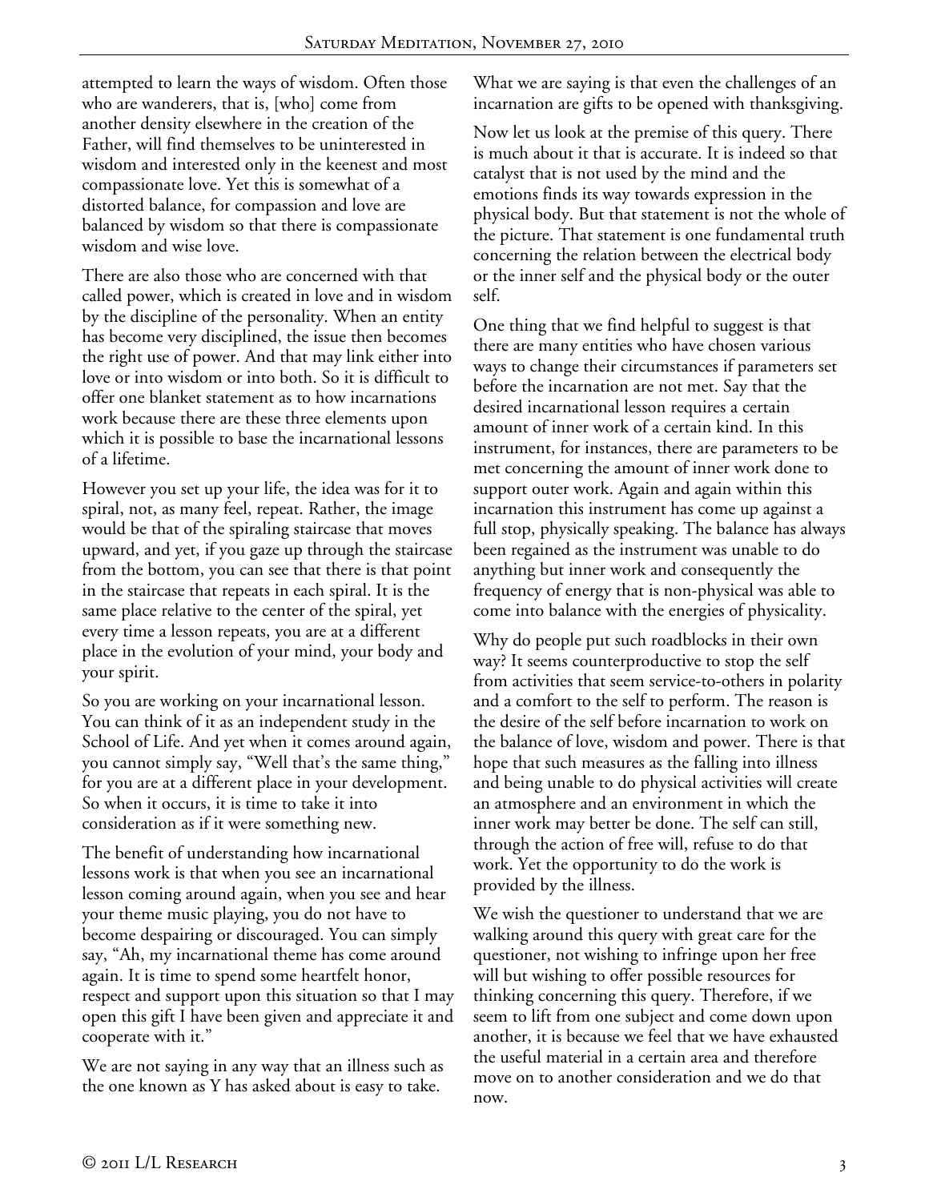attempted to learn the ways of wisdom. Often those who are wanderers, that is, [who] come from another density elsewhere in the creation of the Father, will find themselves to be uninterested in wisdom and interested only in the keenest and most compassionate love. Yet this is somewhat of a distorted balance, for compassion and love are balanced by wisdom so that there is compassionate wisdom and wise love.

There are also those who are concerned with that called power, which is created in love and in wisdom by the discipline of the personality. When an entity has become very disciplined, the issue then becomes the right use of power. And that may link either into love or into wisdom or into both. So it is difficult to offer one blanket statement as to how incarnations work because there are these three elements upon which it is possible to base the incarnational lessons of a lifetime.

However you set up your life, the idea was for it to spiral, not, as many feel, repeat. Rather, the image would be that of the spiraling staircase that moves upward, and yet, if you gaze up through the staircase from the bottom, you can see that there is that point in the staircase that repeats in each spiral. It is the same place relative to the center of the spiral, yet every time a lesson repeats, you are at a different place in the evolution of your mind, your body and your spirit.

So you are working on your incarnational lesson. You can think of it as an independent study in the School of Life. And yet when it comes around again, you cannot simply say, "Well that's the same thing," for you are at a different place in your development. So when it occurs, it is time to take it into consideration as if it were something new.

The benefit of understanding how incarnational lessons work is that when you see an incarnational lesson coming around again, when you see and hear your theme music playing, you do not have to become despairing or discouraged. You can simply say, "Ah, my incarnational theme has come around again. It is time to spend some heartfelt honor, respect and support upon this situation so that I may open this gift I have been given and appreciate it and cooperate with it."

We are not saying in any way that an illness such as the one known as Y has asked about is easy to take. What we are saying is that even the challenges of an incarnation are gifts to be opened with thanksgiving.

Now let us look at the premise of this query. There is much about it that is accurate. It is indeed so that catalyst that is not used by the mind and the emotions finds its way towards expression in the physical body. But that statement is not the whole of the picture. That statement is one fundamental truth concerning the relation between the electrical body or the inner self and the physical body or the outer self.

One thing that we find helpful to suggest is that there are many entities who have chosen various ways to change their circumstances if parameters set before the incarnation are not met. Say that the desired incarnational lesson requires a certain amount of inner work of a certain kind. In this instrument, for instances, there are parameters to be met concerning the amount of inner work done to support outer work. Again and again within this incarnation this instrument has come up against a full stop, physically speaking. The balance has always been regained as the instrument was unable to do anything but inner work and consequently the frequency of energy that is non-physical was able to come into balance with the energies of physicality.

Why do people put such roadblocks in their own way? It seems counterproductive to stop the self from activities that seem service-to-others in polarity and a comfort to the self to perform. The reason is the desire of the self before incarnation to work on the balance of love, wisdom and power. There is that hope that such measures as the falling into illness and being unable to do physical activities will create an atmosphere and an environment in which the inner work may better be done. The self can still, through the action of free will, refuse to do that work. Yet the opportunity to do the work is provided by the illness.

We wish the questioner to understand that we are walking around this query with great care for the questioner, not wishing to infringe upon her free will but wishing to offer possible resources for thinking concerning this query. Therefore, if we seem to lift from one subject and come down upon another, it is because we feel that we have exhausted the useful material in a certain area and therefore move on to another consideration and we do that now.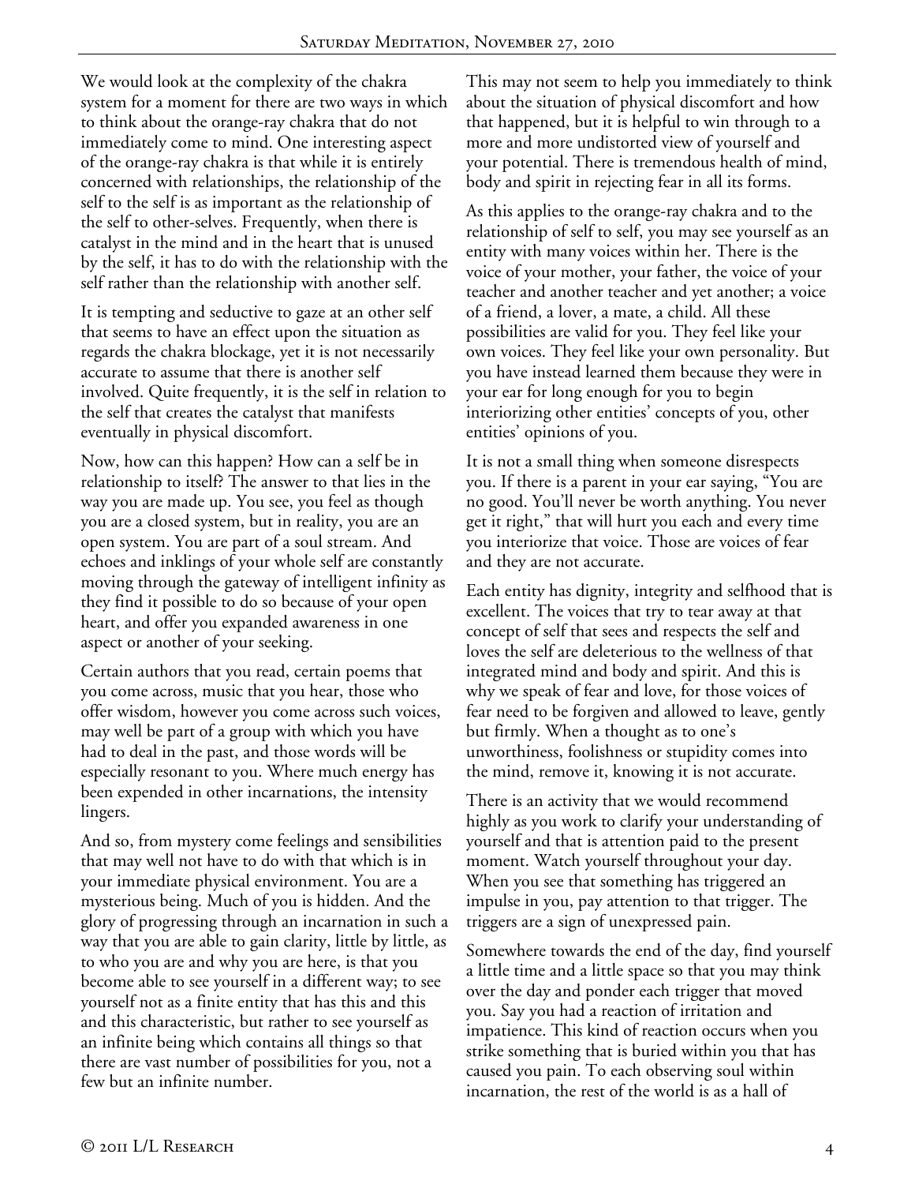We would look at the complexity of the chakra system for a moment for there are two ways in which to think about the orange-ray chakra that do not immediately come to mind. One interesting aspect of the orange-ray chakra is that while it is entirely concerned with relationships, the relationship of the self to the self is as important as the relationship of the self to other-selves. Frequently, when there is catalyst in the mind and in the heart that is unused by the self, it has to do with the relationship with the self rather than the relationship with another self.

It is tempting and seductive to gaze at an other self that seems to have an effect upon the situation as regards the chakra blockage, yet it is not necessarily accurate to assume that there is another self involved. Quite frequently, it is the self in relation to the self that creates the catalyst that manifests eventually in physical discomfort.

Now, how can this happen? How can a self be in relationship to itself? The answer to that lies in the way you are made up. You see, you feel as though you are a closed system, but in reality, you are an open system. You are part of a soul stream. And echoes and inklings of your whole self are constantly moving through the gateway of intelligent infinity as they find it possible to do so because of your open heart, and offer you expanded awareness in one aspect or another of your seeking.

Certain authors that you read, certain poems that you come across, music that you hear, those who offer wisdom, however you come across such voices, may well be part of a group with which you have had to deal in the past, and those words will be especially resonant to you. Where much energy has been expended in other incarnations, the intensity lingers.

And so, from mystery come feelings and sensibilities that may well not have to do with that which is in your immediate physical environment. You are a mysterious being. Much of you is hidden. And the glory of progressing through an incarnation in such a way that you are able to gain clarity, little by little, as to who you are and why you are here, is that you become able to see yourself in a different way; to see yourself not as a finite entity that has this and this and this characteristic, but rather to see yourself as an infinite being which contains all things so that there are vast number of possibilities for you, not a few but an infinite number.

This may not seem to help you immediately to think about the situation of physical discomfort and how that happened, but it is helpful to win through to a more and more undistorted view of yourself and your potential. There is tremendous health of mind, body and spirit in rejecting fear in all its forms.

As this applies to the orange-ray chakra and to the relationship of self to self, you may see yourself as an entity with many voices within her. There is the voice of your mother, your father, the voice of your teacher and another teacher and yet another; a voice of a friend, a lover, a mate, a child. All these possibilities are valid for you. They feel like your own voices. They feel like your own personality. But you have instead learned them because they were in your ear for long enough for you to begin interiorizing other entities' concepts of you, other entities' opinions of you.

It is not a small thing when someone disrespects you. If there is a parent in your ear saying, "You are no good. You'll never be worth anything. You never get it right," that will hurt you each and every time you interiorize that voice. Those are voices of fear and they are not accurate.

Each entity has dignity, integrity and selfhood that is excellent. The voices that try to tear away at that concept of self that sees and respects the self and loves the self are deleterious to the wellness of that integrated mind and body and spirit. And this is why we speak of fear and love, for those voices of fear need to be forgiven and allowed to leave, gently but firmly. When a thought as to one's unworthiness, foolishness or stupidity comes into the mind, remove it, knowing it is not accurate.

There is an activity that we would recommend highly as you work to clarify your understanding of yourself and that is attention paid to the present moment. Watch yourself throughout your day. When you see that something has triggered an impulse in you, pay attention to that trigger. The triggers are a sign of unexpressed pain.

Somewhere towards the end of the day, find yourself a little time and a little space so that you may think over the day and ponder each trigger that moved you. Say you had a reaction of irritation and impatience. This kind of reaction occurs when you strike something that is buried within you that has caused you pain. To each observing soul within incarnation, the rest of the world is as a hall of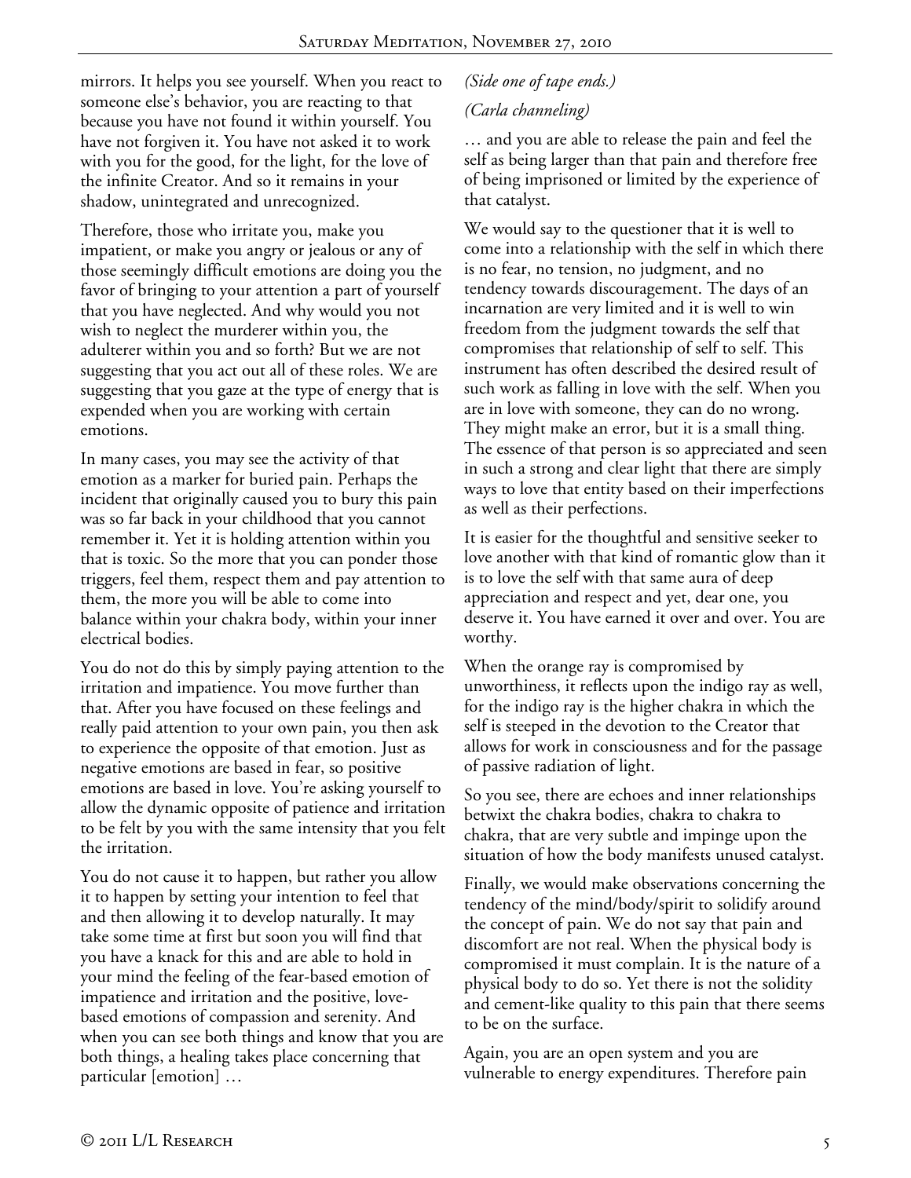mirrors. It helps you see yourself. When you react to someone else's behavior, you are reacting to that because you have not found it within yourself. You have not forgiven it. You have not asked it to work with you for the good, for the light, for the love of the infinite Creator. And so it remains in your shadow, unintegrated and unrecognized.

Therefore, those who irritate you, make you impatient, or make you angry or jealous or any of those seemingly difficult emotions are doing you the favor of bringing to your attention a part of yourself that you have neglected. And why would you not wish to neglect the murderer within you, the adulterer within you and so forth? But we are not suggesting that you act out all of these roles. We are suggesting that you gaze at the type of energy that is expended when you are working with certain emotions.

In many cases, you may see the activity of that emotion as a marker for buried pain. Perhaps the incident that originally caused you to bury this pain was so far back in your childhood that you cannot remember it. Yet it is holding attention within you that is toxic. So the more that you can ponder those triggers, feel them, respect them and pay attention to them, the more you will be able to come into balance within your chakra body, within your inner electrical bodies.

You do not do this by simply paying attention to the irritation and impatience. You move further than that. After you have focused on these feelings and really paid attention to your own pain, you then ask to experience the opposite of that emotion. Just as negative emotions are based in fear, so positive emotions are based in love. You're asking yourself to allow the dynamic opposite of patience and irritation to be felt by you with the same intensity that you felt the irritation.

You do not cause it to happen, but rather you allow it to happen by setting your intention to feel that and then allowing it to develop naturally. It may take some time at first but soon you will find that you have a knack for this and are able to hold in your mind the feeling of the fear-based emotion of impatience and irritation and the positive, love-based emotions of compassion and serenity. And when you can see both things and know that you are both things, a healing takes place concerning that particular [emotion] …

*(Side one of tape ends.)*

*(Carla channeling)*

… and you are able to release the pain and feel the self as being larger than that pain and therefore free of being imprisoned or limited by the experience of that catalyst.

We would say to the questioner that it is well to come into a relationship with the self in which there is no fear, no tension, no judgment, and no tendency towards discouragement. The days of an incarnation are very limited and it is well to win freedom from the judgment towards the self that compromises that relationship of self to self. This instrument has often described the desired result of such work as falling in love with the self. When you are in love with someone, they can do no wrong. They might make an error, but it is a small thing. The essence of that person is so appreciated and seen in such a strong and clear light that there are simply ways to love that entity based on their imperfections as well as their perfections.

It is easier for the thoughtful and sensitive seeker to love another with that kind of romantic glow than it is to love the self with that same aura of deep appreciation and respect and yet, dear one, you deserve it. You have earned it over and over. You are worthy.

When the orange ray is compromised by unworthiness, it reflects upon the indigo ray as well, for the indigo ray is the higher chakra in which the self is steeped in the devotion to the Creator that allows for work in consciousness and for the passage of passive radiation of light.

So you see, there are echoes and inner relationships betwixt the chakra bodies, chakra to chakra to chakra, that are very subtle and impinge upon the situation of how the body manifests unused catalyst.

Finally, we would make observations concerning the tendency of the mind/body/spirit to solidify around the concept of pain. We do not say that pain and discomfort are not real. When the physical body is compromised it must complain. It is the nature of a physical body to do so. Yet there is not the solidity and cement-like quality to this pain that there seems to be on the surface.

Again, you are an open system and you are vulnerable to energy expenditures. Therefore pain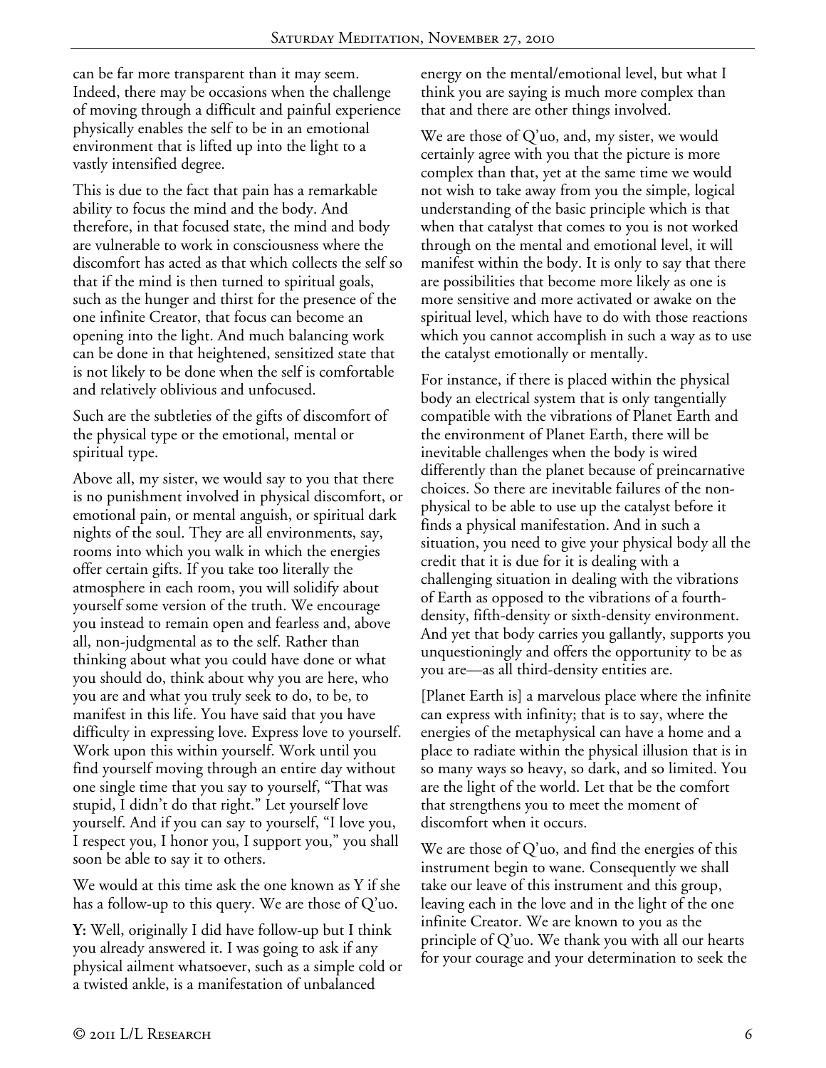can be far more transparent than it may seem. Indeed, there may be occasions when the challenge of moving through a difficult and painful experience physically enables the self to be in an emotional environment that is lifted up into the light to a vastly intensified degree.

This is due to the fact that pain has a remarkable ability to focus the mind and the body. And therefore, in that focused state, the mind and body are vulnerable to work in consciousness where the discomfort has acted as that which collects the self so that if the mind is then turned to spiritual goals, such as the hunger and thirst for the presence of the one infinite Creator, that focus can become an opening into the light. And much balancing work can be done in that heightened, sensitized state that is not likely to be done when the self is comfortable and relatively oblivious and unfocused.

Such are the subtleties of the gifts of discomfort of the physical type or the emotional, mental or spiritual type.

Above all, my sister, we would say to you that there is no punishment involved in physical discomfort, or emotional pain, or mental anguish, or spiritual dark nights of the soul. They are all environments, say, rooms into which you walk in which the energies offer certain gifts. If you take too literally the atmosphere in each room, you will solidify about yourself some version of the truth. We encourage you instead to remain open and fearless and, above all, non-judgmental as to the self. Rather than thinking about what you could have done or what you should do, think about why you are here, who you are and what you truly seek to do, to be, to manifest in this life. You have said that you have difficulty in expressing love. Express love to yourself. Work upon this within yourself. Work until you find yourself moving through an entire day without one single time that you say to yourself, "That was stupid, I didn't do that right." Let yourself love yourself. And if you can say to yourself, "I love you, I respect you, I honor you, I support you," you shall soon be able to say it to others.

We would at this time ask the one known as Y if she has a follow-up to this query. We are those of Q'uo.

**Y:** Well, originally I did have follow-up but I think you already answered it. I was going to ask if any physical ailment whatsoever, such as a simple cold or a twisted ankle, is a manifestation of unbalanced energy on the mental/emotional level, but what I think you are saying is much more complex than that and there are other things involved.

We are those of Q'uo, and, my sister, we would certainly agree with you that the picture is more complex than that, yet at the same time we would not wish to take away from you the simple, logical understanding of the basic principle which is that when that catalyst that comes to you is not worked through on the mental and emotional level, it will manifest within the body. It is only to say that there are possibilities that become more likely as one is more sensitive and more activated or awake on the spiritual level, which have to do with those reactions which you cannot accomplish in such a way as to use the catalyst emotionally or mentally.

For instance, if there is placed within the physical body an electrical system that is only tangentially compatible with the vibrations of Planet Earth and the environment of Planet Earth, there will be inevitable challenges when the body is wired differently than the planet because of preincarnative choices. So there are inevitable failures of the non-physical to be able to use up the catalyst before it finds a physical manifestation. And in such a situation, you need to give your physical body all the credit that it is due for it is dealing with a challenging situation in dealing with the vibrations of Earth as opposed to the vibrations of a fourth-density, fifth-density or sixth-density environment. And yet that body carries you gallantly, supports you unquestioningly and offers the opportunity to be as you are—as all third-density entities are.

[Planet Earth is] a marvelous place where the infinite can express with infinity; that is to say, where the energies of the metaphysical can have a home and a place to radiate within the physical illusion that is in so many ways so heavy, so dark, and so limited. You are the light of the world. Let that be the comfort that strengthens you to meet the moment of discomfort when it occurs.

We are those of Q'uo, and find the energies of this instrument begin to wane. Consequently we shall take our leave of this instrument and this group, leaving each in the love and in the light of the one infinite Creator. We are known to you as the principle of Q'uo. We thank you with all our hearts for your courage and your determination to seek the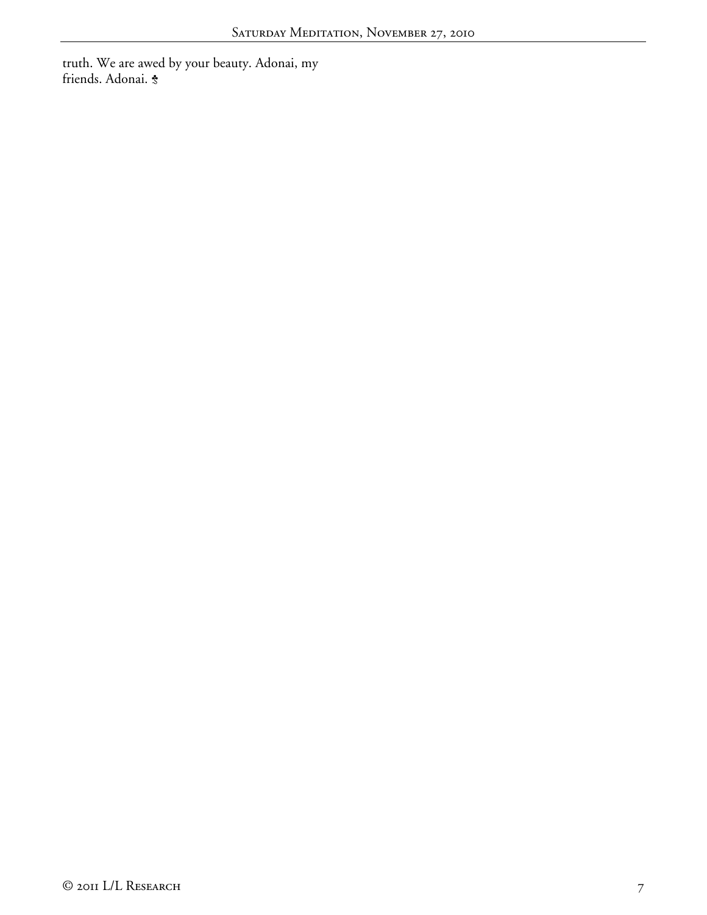truth. We are awed by your beauty. Adonai, my friends. Adonai. ♰